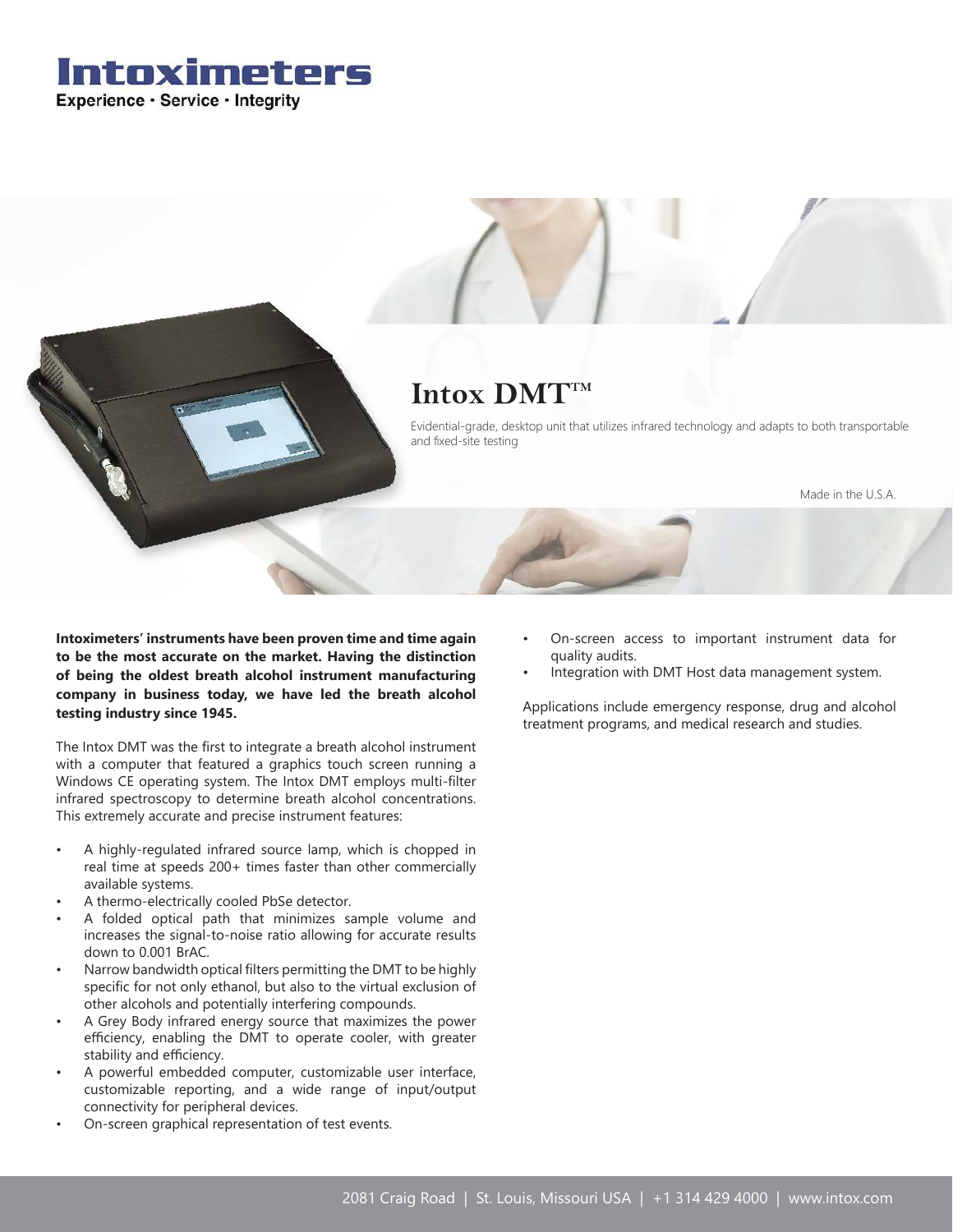# Intoximeters

**Experience · Service · Integrity**

## Intox DMT™

Evidential-grade, desktop unit that utilizes infrared technology and adapts to both transportable and fixed-site testing

Made in the U.S.A.

**Intoximeters' instruments have been proven time and time again to be the most accurate on the market. Having the distinction of being the oldest breath alcohol instrument manufacturing company in business today, we have led the breath alcohol testing industry since 1945.**

The Intox DMT was the first to integrate a breath alcohol instrument with a computer that featured a graphics touch screen running a Windows CE operating system. The Intox DMT employs multi-filter infrared spectroscopy to determine breath alcohol concentrations. This extremely accurate and precise instrument features:

- A highly-regulated infrared source lamp, which is chopped in real time at speeds 200+ times faster than other commercially available systems.
- A thermo-electrically cooled PbSe detector.
- A folded optical path that minimizes sample volume and increases the signal-to-noise ratio allowing for accurate results down to 0.001 BrAC.
- Narrow bandwidth optical filters permitting the DMT to be highly specific for not only ethanol, but also to the virtual exclusion of other alcohols and potentially interfering compounds.
- A Grey Body infrared energy source that maximizes the power efficiency, enabling the DMT to operate cooler, with greater stability and efficiency.
- A powerful embedded computer, customizable user interface, customizable reporting, and a wide range of input/output connectivity for peripheral devices.
- On-screen graphical representation of test events.
- On-screen access to important instrument data for quality audits.
- Integration with DMT Host data management system.

Applications include emergency response, drug and alcohol treatment programs, and medical research and studies.

2081 Craig Road | St. Louis, Missouri USA | +1 314 429 4000 | www.intox.com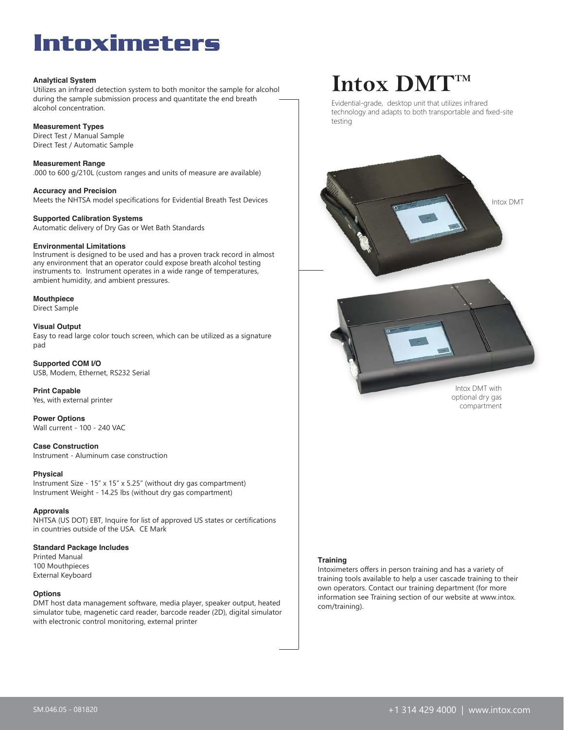# Intoximeters

## Intox DMT™

Evidential-grade, desktop unit that utilizes infrared technology and adapts to both transportable and fixed-site testing

Intox DMT

Intox DMT with optional dry gas compartment

**Analytical System**
Utilizes an infrared detection system to both monitor the sample for alcohol during the sample submission process and quantitate the end breath alcohol concentration.

**Measurement Types**
Direct Test / Manual Sample
Direct Test / Automatic Sample

**Measurement Range**
.000 to 600 g/210L (custom ranges and units of measure are available)

**Accuracy and Precision**
Meets the NHTSA model specifications for Evidential Breath Test Devices

**Supported Calibration Systems**
Automatic delivery of Dry Gas or Wet Bath Standards

**Environmental Limitations**
Instrument is designed to be used and has a proven track record in almost any environment that an operator could expose breath alcohol testing instruments to. Instrument operates in a wide range of temperatures, ambient humidity, and ambient pressures.

**Mouthpiece**
Direct Sample

**Visual Output**
Easy to read large color touch screen, which can be utilized as a signature pad

**Supported COM I/O**
USB, Modem, Ethernet, RS232 Serial

**Print Capable**
Yes, with external printer

**Power Options**
Wall current - 100 - 240 VAC

**Case Construction**
Instrument - Aluminum case construction

**Physical**
Instrument Size - 15" x 15" x 5.25" (without dry gas compartment)
Instrument Weight - 14.25 lbs (without dry gas compartment)

**Approvals**
NHTSA (US DOT) EBT, Inquire for list of approved US states or certifications in countries outside of the USA. CE Mark

**Standard Package Includes**
Printed Manual
100 Mouthpieces
External Keyboard

**Options**
DMT host data management software, media player, speaker output, heated simulator tube, magenetic card reader, barcode reader (2D), digital simulator with electronic control monitoring, external printer

**Training**
Intoximeters offers in person training and has a variety of training tools available to help a user cascade training to their own operators. Contact our training department (for more information see Training section of our website at www.intox.com/training).

SM.046.05 - 081820

+1 314 429 4000 | www.intox.com